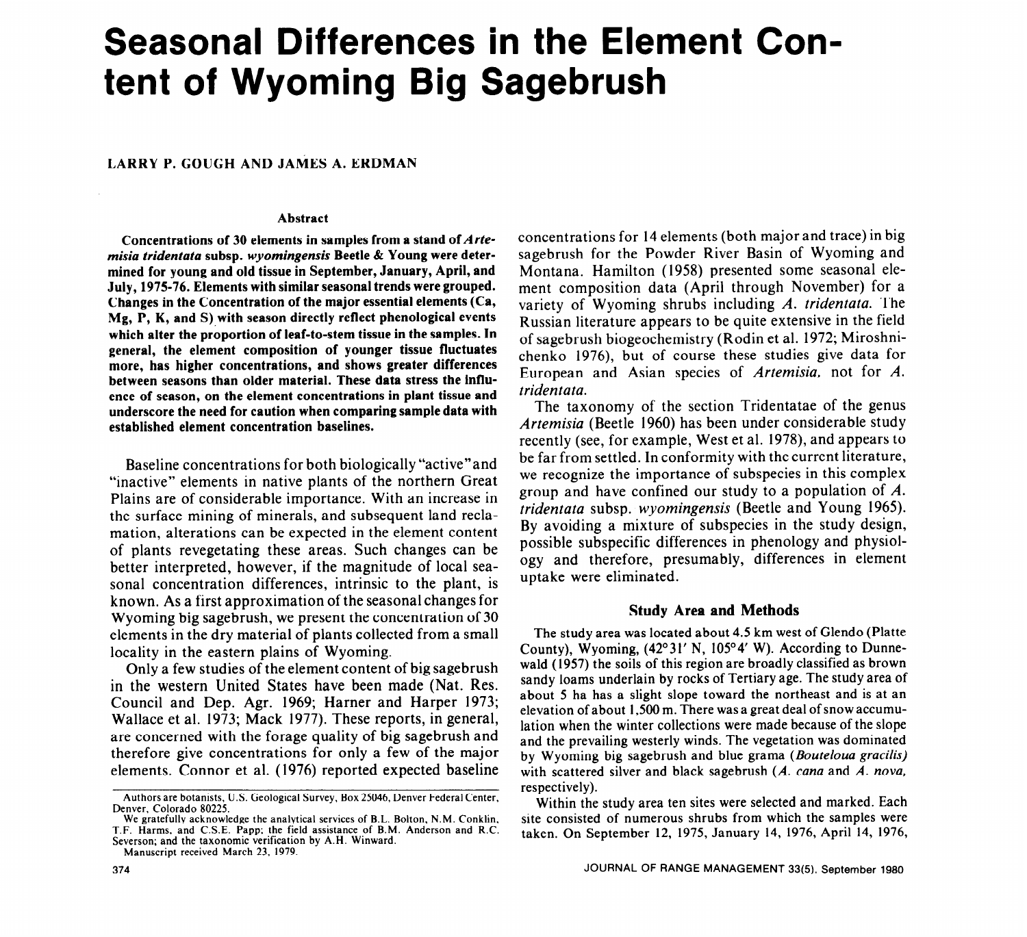# Seasonal Differences in the Element Content of Wyoming Big Sagebrush

LARRY P. GOUGH AND JAMES A. ERDMAN

### Abstract

**Concentrations of 30 elements in samples from a stand of *Artemisia tridentata* subsp. *wyomingensis* Beetle & Young were determined for young and old tissue in September, January, April, and July, 1975-76. Elements with similar seasonal trends were grouped. Changes in the Concentration of the major essential elements (Ca, Mg, P, K, and S) with season directly reflect phenological events which alter the proportion of leaf-to-stem tissue in the samples. In general, the element composition of younger tissue fluctuates more, has higher concentrations, and shows greater differences between seasons than older material. These data stress the influence of season, on the element concentrations in plant tissue and underscore the need for caution when comparing sample data with established element concentration baselines.**

Baseline concentrations for both biologically "active" and "inactive" elements in native plants of the northern Great Plains are of considerable importance. With an increase in the surface mining of minerals, and subsequent land reclamation, alterations can be expected in the element content of plants revegetating these areas. Such changes can be better interpreted, however, if the magnitude of local seasonal concentration differences, intrinsic to the plant, is known. As a first approximation of the seasonal changes for Wyoming big sagebrush, we present the concentration of 30 elements in the dry material of plants collected from a small locality in the eastern plains of Wyoming.

Only a few studies of the element content of big sagebrush in the western United States have been made (Nat. Res. Council and Dep. Agr. 1969; Harner and Harper 1973; Wallace et al. 1973; Mack 1977). These reports, in general, are concerned with the forage quality of big sagebrush and therefore give concentrations for only a few of the major elements. Connor et al. (1976) reported expected baseline concentrations for 14 elements (both major and trace) in big sagebrush for the Powder River Basin of Wyoming and Montana. Hamilton (1958) presented some seasonal element composition data (April through November) for a variety of Wyoming shrubs including *A. tridentata*. The Russian literature appears to be quite extensive in the field of sagebrush biogeochemistry (Rodin et al. 1972; Miroshnichenko 1976), but of course these studies give data for European and Asian species of *Artemisia*, not for *A. tridentata*.

The taxonomy of the section Tridentatae of the genus *Artemisia* (Beetle 1960) has been under considerable study recently (see, for example, West et al. 1978), and appears to be far from settled. In conformity with the current literature, we recognize the importance of subspecies in this complex group and have confined our study to a population of *A. tridentata* subsp. *wyomingensis* (Beetle and Young 1965). By avoiding a mixture of subspecies in the study design, possible subspecific differences in phenology and physiology and therefore, presumably, differences in element uptake were eliminated.

## Study Area and Methods

The study area was located about 4.5 km west of Glendo (Platte County), Wyoming, (42°31′ N, 105°4′ W). According to Dunnewald (1957) the soils of this region are broadly classified as brown sandy loams underlain by rocks of Tertiary age. The study area of about 5 ha has a slight slope toward the northeast and is at an elevation of about 1,500 m. There was a great deal of snow accumulation when the winter collections were made because of the slope and the prevailing westerly winds. The vegetation was dominated by Wyoming big sagebrush and blue grama (*Bouteloua gracilis*) with scattered silver and black sagebrush (*A. cana* and *A. nova*, respectively).

Within the study area ten sites were selected and marked. Each site consisted of numerous shrubs from which the samples were taken. On September 12, 1975, January 14, 1976, April 14, 1976,

---

Authors are botanists, U.S. Geological Survey, Box 25046, Denver Federal Center, Denver, Colorado 80225.

We gratefully acknowledge the analytical services of B.L. Bolton, N.M. Conklin, T.F. Harms, and C.S.E. Papp; the field assistance of B.M. Anderson and R.C. Severson; and the taxonomic verification by A.H. Winward.

Manuscript received March 23, 1979.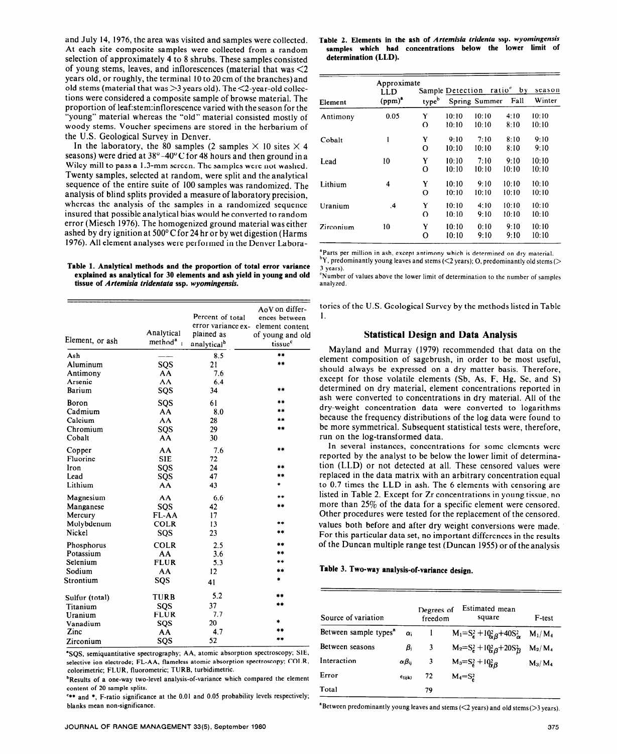and July 14, 1976, the area was visited and samples were collected. At each site composite samples were collected from a random selection of approximately 4 to 8 shrubs. These samples consisted of young stems, leaves, and inflorescences (material that was <2 years old, or roughly, the terminal 10 to 20 cm of the branches) and old stems (material that was >3 years old). The <2-year-old collections were considered a composite sample of browse material. The proportion of leaf:stem:inflorescence varied with the season for the "young" material whereas the "old" material consisted mostly of woody stems. Voucher specimens are stored in the herbarium of the U.S. Geological Survey in Denver.

In the laboratory, the 80 samples (2 samples × 10 sites × 4 seasons) were dried at 38°-40° C for 48 hours and then ground in a Wiley mill to pass a 1.3-mm screen. The samples were not washed. Twenty samples, selected at random, were split and the analytical sequence of the entire suite of 100 samples was randomized. The analysis of blind splits provided a measure of laboratory precision, whereas the analysis of the samples in a randomized sequence insured that possible analytical bias would be converted to random error (Miesch 1976). The homogenized ground material was either ashed by dry ignition at 500° C for 24 hr or by wet digestion (Harms 1976). All element analyses were performed in the Denver Laboratories of the U.S. Geological Survey by the methods listed in Table 1.

**Table 1. Analytical methods and the proportion of total error variance explained as analytical for 30 elements and ash yield in young and old tissue of *Artemisia tridentata* ssp. *wyomingensis*.**

| Element, or ash | Analytical method[a] | Percent of total error variance explained as analytical[b] | AoV on differences between element content of young and old tissue[c] |
|---|---|---|---|
| Ash | — | 8.5 | ** |
| Aluminum | SQS | 21 | ** |
| Antimony | AA | 7.6 | |
| Arsenic | AA | 6.4 | |
| Barium | SQS | 34 | ** |
| Boron | SQS | 61 | ** |
| Cadmium | AA | 8.0 | ** |
| Calcium | AA | 28 | ** |
| Chromium | SQS | 29 | ** |
| Cobalt | AA | 30 | |
| Copper | AA | 7.6 | ** |
| Fluorine | SIE | 72 | |
| Iron | SQS | 24 | ** |
| Lead | SQS | 47 | ** |
| Lithium | AA | 43 | * |
| Magnesium | AA | 6.6 | ** |
| Manganese | SQS | 42 | ** |
| Mercury | FL-AA | 17 | |
| Molybdenum | COLR | 13 | ** |
| Nickel | SQS | 23 | ** |
| Phosphorus | COLR | 2.5 | ** |
| Potassium | AA | 3.6 | ** |
| Selenium | FLUR | 5.3 | ** |
| Sodium | AA | 12 | ** |
| Strontium | SQS | 41 | * |
| Sulfur (total) | TURB | 5.2 | ** |
| Titanium | SQS | 37 | ** |
| Uranium | FLUR | 7.7 | |
| Vanadium | SQS | 20 | * |
| Zinc | AA | 4.7 | ** |
| Zirconium | SQS | 52 | ** |

[a]SQS, semiquantitative spectrography; AA, atomic absorption spectroscopy; SIE, selective ion electrode; FL-AA, flameless atomic absorption spectroscopy; COLR, colorimetric; FLUR, fluorometric; TURB, turbidimetric.
[b]Results of a one-way two-level analysis-of-variance which compared the element content of 20 sample splits.
[c]** and *, F-ratio significance at the 0.01 and 0.05 probability levels respectively; blanks mean non-significance.

**Table 2. Elements in the ash of *Artemisia tridenta* ssp. *wyomingensis* samples which had concentrations below the lower limit of determination (LLD).**

| Element | Approximate LLD (ppm)[a] | Sample type[b] | Detection ratio[c] by season: Spring | Summer | Fall | Winter |
|---|---|---|---|---|---|---|
| Antimony | 0.05 | Y | 10:10 | 10:10 | 4:10 | 10:10 |
| | | O | 10:10 | 10:10 | 8:10 | 10:10 |
| Cobalt | 1 | Y | 9:10 | 7:10 | 8:10 | 9:10 |
| | | O | 10:10 | 10:10 | 8:10 | 9:10 |
| Lead | 10 | Y | 10:10 | 7:10 | 9:10 | 10:10 |
| | | O | 10:10 | 10:10 | 10:10 | 10:10 |
| Lithium | 4 | Y | 10:10 | 9:10 | 10:10 | 10:10 |
| | | O | 10:10 | 10:10 | 10:10 | 10:10 |
| Uranium | .4 | Y | 10:10 | 4:10 | 10:10 | 10:10 |
| | | O | 10:10 | 9:10 | 10:10 | 10:10 |
| Zirconium | 10 | Y | 10:10 | 0:10 | 9:10 | 10:10 |
| | | O | 10:10 | 9:10 | 9:10 | 10:10 |

[a]Parts per million in ash, except antimony which is determined on dry material.
[b]Y, predominantly young leaves and stems (<2 years); O, predominantly old stems (> 3 years).
[c]Number of values above the lower limit of determination to the number of samples analyzed.

## Statistical Design and Data Analysis

Mayland and Murray (1979) recommended that data on the element composition of sagebrush, in order to be most useful, should always be expressed on a dry matter basis. Therefore, except for those volatile elements (Sb, As, F, Hg, Se, and S) determined on dry material, element concentrations reported in ash were converted to concentrations in dry material. All of the dry-weight concentration data were converted to logarithms because the frequency distributions of the log data were found to be more symmetrical. Subsequent statistical tests were, therefore, run on the log-transformed data.

In several instances, concentrations for some elements were reported by the analyst to be below the lower limit of determination (LLD) or not detected at all. These censored values were replaced in the data matrix with an arbitrary concentration equal to 0.7 times the LLD in ash. The 6 elements with censoring are listed in Table 2. Except for Zr concentrations in young tissue, no more than 25% of the data for a specific element were censored. Other procedures were tested for the replacement of the censored values both before and after dry weight conversions were made. For this particular data set, no important differences in the results of the Duncan multiple range test (Duncan 1955) or of the analysis

**Table 3. Two-way analysis-of-variance design.**

| Source of variation | | Degrees of freedom | Estimated mean square | F-test |
|---|---|---|---|---|
| Between sample types[a] | $\alpha_i$ | 1 | $M_1 = S_\epsilon^2 + 10_{\alpha\beta}^2 + 40S_\alpha^2$ | $M_1/M_4$ |
| Between seasons | $\beta_j$ | 3 | $M_2 = S_\epsilon^2 + 10_{\alpha\beta}^2 + 20S_\beta^2$ | $M_2/M_4$ |
| Interaction | $\alpha\beta_{ij}$ | 3 | $M_3 = S_\epsilon^2 + 10_{\alpha\beta}^2$ | $M_3/M_4$ |
| Error | $\epsilon_{(ijk)}$ | 72 | $M_4 = S_\epsilon^2$ | |
| Total | | 79 | | |

[a]Between predominantly young leaves and stems (<2 years) and old stems (>3 years).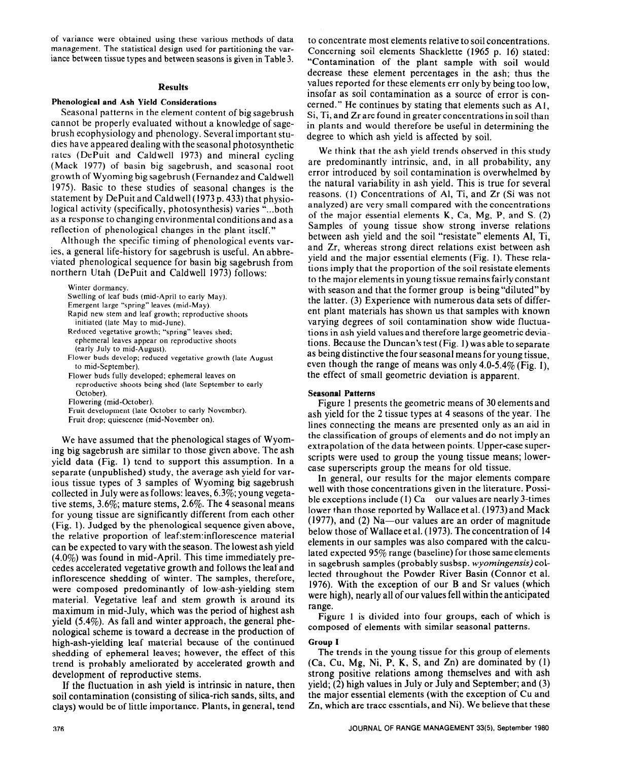of variance were obtained using these various methods of data management. The statistical design used for partitioning the variance between tissue types and between seasons is given in Table 3.

## Results

### Phenological and Ash Yield Considerations

Seasonal patterns in the element content of big sagebrush cannot be properly evaluated without a knowledge of sagebrush ecophysiology and phenology. Several important studies have appeared dealing with the seasonal photosynthetic rates (DePuit and Caldwell 1973) and mineral cycling (Mack 1977) of basin big sagebrush, and seasonal root growth of Wyoming big sagebrush (Fernandez and Caldwell 1975). Basic to these studies of seasonal changes is the statement by DePuit and Caldwell (1973 p. 433) that physiological activity (specifically, photosynthesis) varies "...both as a response to changing environmental conditions and as a reflection of phenological changes in the plant itself."

Although the specific timing of phenological events varies, a general life-history for sagebrush is useful. An abbreviated phenological sequence for basin big sagebrush from northern Utah (DePuit and Caldwell 1973) follows:

- Winter dormancy.
- Swelling of leaf buds (mid-April to early May).
- Emergent large "spring" leaves (mid-May).
- Rapid new stem and leaf growth; reproductive shoots initiated (late May to mid-June).
- Reduced vegetative growth; "spring" leaves shed; ephemeral leaves appear on reproductive shoots (early July to mid-August).
- Flower buds develop; reduced vegetative growth (late August to mid-September).
- Flower buds fully developed; ephemeral leaves on reproductive shoots being shed (late September to early October).
- Flowering (mid-October).
- Fruit development (late October to early November).
- Fruit drop; quiescence (mid-November on).

We have assumed that the phenological stages of Wyoming big sagebrush are similar to those given above. The ash yield data (Fig. 1) tend to support this assumption. In a separate (unpublished) study, the average ash yield for various tissue types of 3 samples of Wyoming big sagebrush collected in July were as follows: leaves, 6.3%; young vegetative stems, 3.6%; mature stems, 2.6%. The 4 seasonal means for young tissue are significantly different from each other (Fig. 1). Judged by the phenological sequence given above, the relative proportion of leaf:stem:inflorescence material can be expected to vary with the season. The lowest ash yield (4.0%) was found in mid-April. This time immediately precedes accelerated vegetative growth and follows the leaf and inflorescence shedding of winter. The samples, therefore, were composed predominantly of low-ash-yielding stem material. Vegetative leaf and stem growth is around its maximum in mid-July, which was the period of highest ash yield (5.4%). As fall and winter approach, the general phenological scheme is toward a decrease in the production of high-ash-yielding leaf material because of the continued shedding of ephemeral leaves; however, the effect of this trend is probably ameliorated by accelerated growth and development of reproductive stems.

If the fluctuation in ash yield is intrinsic in nature, then soil contamination (consisting of silica-rich sands, silts, and clays) would be of little importance. Plants, in general, tend to concentrate most elements relative to soil concentrations. Concerning soil elements Shacklette (1965 p. 16) stated: "Contamination of the plant sample with soil would decrease these element percentages in the ash; thus the values reported for these elements err only by being too low, insofar as soil contamination as a source of error is concerned." He continues by stating that elements such as Al, Si, Ti, and Zr are found in greater concentrations in soil than in plants and would therefore be useful in determining the degree to which ash yield is affected by soil.

We think that the ash yield trends observed in this study are predominantly intrinsic, and, in all probability, any error introduced by soil contamination is overwhelmed by the natural variability in ash yield. This is true for several reasons. (1) Concentrations of Al, Ti, and Zr (Si was not analyzed) are very small compared with the concentrations of the major essential elements K, Ca, Mg, P, and S. (2) Samples of young tissue show strong inverse relations between ash yield and the soil "resistate" elements Al, Ti, and Zr, whereas strong direct relations exist between ash yield and the major essential elements (Fig. 1). These relations imply that the proportion of the soil resistate elements to the major elements in young tissue remains fairly constant with season and that the former group is being "diluted" by the latter. (3) Experience with numerous data sets of different plant materials has shown us that samples with known varying degrees of soil contamination show wide fluctuations in ash yield values and therefore large geometric deviations. Because the Duncan's test (Fig. 1) was able to separate as being distinctive the four seasonal means for young tissue, even though the range of means was only 4.0-5.4% (Fig. 1), the effect of small geometric deviation is apparent.

### Seasonal Patterns

Figure 1 presents the geometric means of 30 elements and ash yield for the 2 tissue types at 4 seasons of the year. The lines connecting the means are presented only as an aid in the classification of groups of elements and do not imply an extrapolation of the data between points. Upper-case superscripts were used to group the young tissue means; lower-case superscripts group the means for old tissue.

In general, our results for the major elements compare well with those concentrations given in the literature. Possible exceptions include (1) Ca our values are nearly 3-times lower than those reported by Wallace et al. (1973) and Mack (1977), and (2) Na—our values are an order of magnitude below those of Wallace et al. (1973). The concentration of 14 elements in our samples was also compared with the calculated expected 95% range (baseline) for those same elements in sagebrush samples (probably susbsp. *wyomingensis*) collected throughout the Powder River Basin (Connor et al. 1976). With the exception of our B and Sr values (which were high), nearly all of our values fell within the anticipated range.

Figure 1 is divided into four groups, each of which is composed of elements with similar seasonal patterns.

#### Group I

The trends in the young tissue for this group of elements (Ca, Cu, Mg, Ni, P, K, S, and Zn) are dominated by (1) strong positive relations among themselves and with ash yield; (2) high values in July or July and September; and (3) the major essential elements (with the exception of Cu and Zn, which are trace essentials, and Ni). We believe that these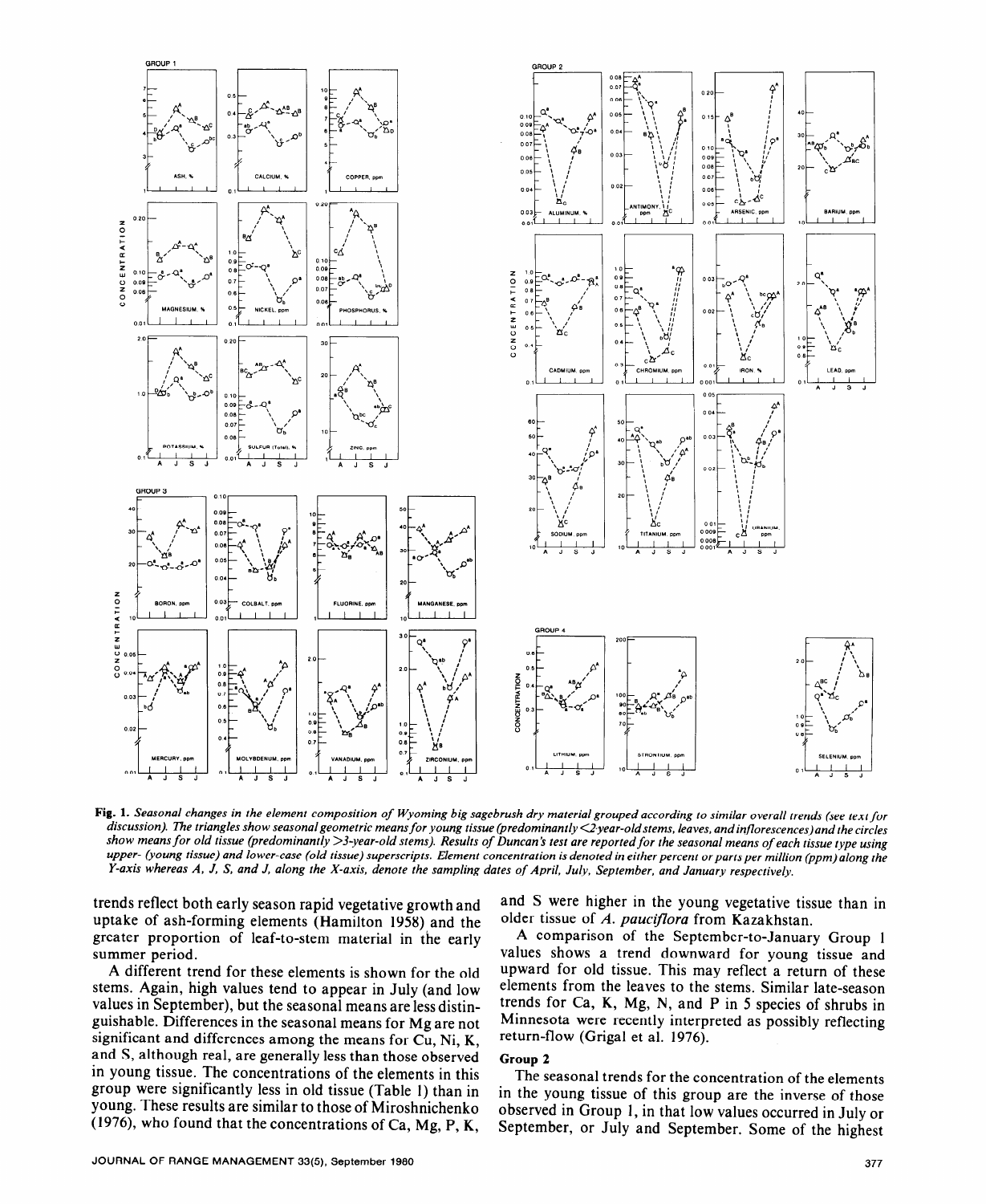**Fig. 1.** *Seasonal changes in the element composition of Wyoming big sagebrush dry material grouped according to similar overall trends (see text for discussion). The triangles show seasonal geometric means for young tissue (predominantly <2-year-old stems, leaves, and inflorescences) and the circles show means for old tissue (predominantly >3-year-old stems). Results of Duncan's test are reported for the seasonal means of each tissue type using upper- (young tissue) and lower-case (old tissue) superscripts. Element concentration is denoted in either percent or parts per million (ppm) along the Y-axis whereas A, J, S, and J, along the X-axis, denote the sampling dates of April, July, September, and January respectively.*

trends reflect both early season rapid vegetative growth and uptake of ash-forming elements (Hamilton 1958) and the greater proportion of leaf-to-stem material in the early summer period.

A different trend for these elements is shown for the old stems. Again, high values tend to appear in July (and low values in September), but the seasonal means are less distinguishable. Differences in the seasonal means for Mg are not significant and differences among the means for Cu, Ni, K, and S, although real, are generally less than those observed in young tissue. The concentrations of the elements in this group were significantly less in old tissue (Table 1) than in young. These results are similar to those of Miroshnichenko (1976), who found that the concentrations of Ca, Mg, P, K, and S were higher in the young vegetative tissue than in older tissue of *A. pauciflora* from Kazakhstan.

A comparison of the September-to-January Group 1 values shows a trend downward for young tissue and upward for old tissue. This may reflect a return of these elements from the leaves to the stems. Similar late-season trends for Ca, K, Mg, N, and P in 5 species of shrubs in Minnesota were recently interpreted as possibly reflecting return-flow (Grigal et al. 1976).

### Group 2

The seasonal trends for the concentration of the elements in the young tissue of this group are the inverse of those observed in Group 1, in that low values occurred in July or September, or July and September. Some of the highest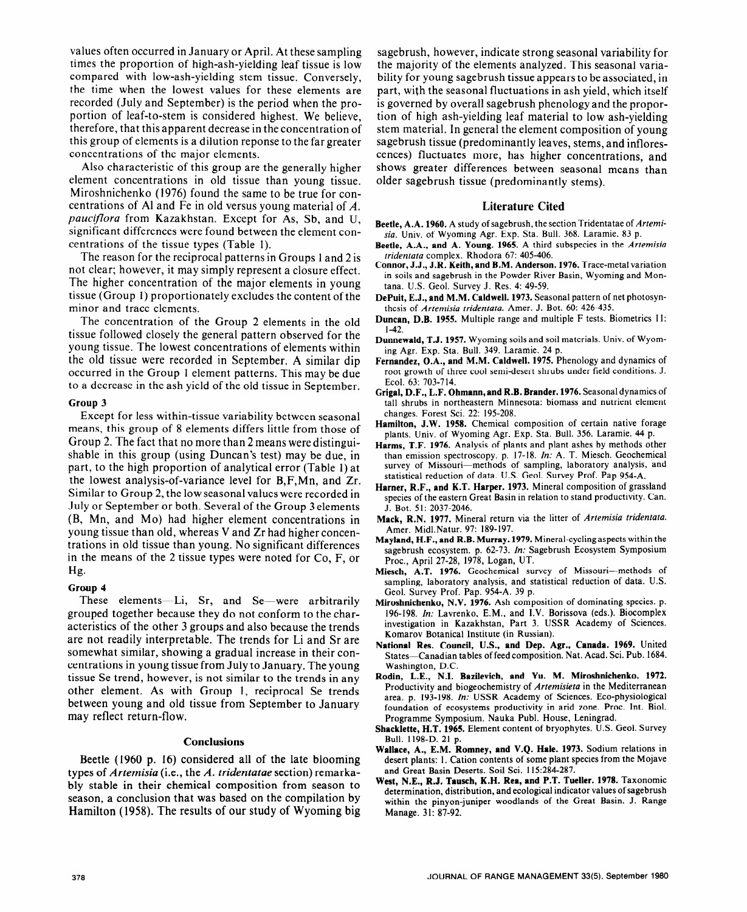values often occurred in January or April. At these sampling times the proportion of high-ash-yielding leaf tissue is low compared with low-ash-yielding stem tissue. Conversely, the time when the lowest values for these elements are recorded (July and September) is the period when the proportion of leaf-to-stem is considered highest. We believe, therefore, that this apparent decrease in the concentration of this group of elements is a dilution reponse to the far greater concentrations of the major elements.

Also characteristic of this group are the generally higher element concentrations in old tissue than young tissue. Miroshnichenko (1976) found the same to be true for concentrations of Al and Fe in old versus young material of *A. pauciflora* from Kazakhstan. Except for As, Sb, and U, significant differences were found between the element concentrations of the tissue types (Table 1).

The reason for the reciprocal patterns in Groups 1 and 2 is not clear; however, it may simply represent a closure effect. The higher concentration of the major elements in young tissue (Group 1) proportionately excludes the content of the minor and trace elements.

The concentration of the Group 2 elements in the old tissue followed closely the general pattern observed for the young tissue. The lowest concentrations of elements within the old tissue were recorded in September. A similar dip occurred in the Group 1 element patterns. This may be due to a decrease in the ash yield of the old tissue in September.

### Group 3

Except for less within-tissue variability between seasonal means, this group of 8 elements differs little from those of Group 2. The fact that no more than 2 means were distinguishable in this group (using Duncan's test) may be due, in part, to the high proportion of analytical error (Table 1) at the lowest analysis-of-variance level for B,F,Mn, and Zr. Similar to Group 2, the low seasonal values were recorded in July or September or both. Several of the Group 3 elements (B, Mn, and Mo) had higher element concentrations in young tissue than old, whereas V and Zr had higher concentrations in old tissue than young. No significant differences in the means of the 2 tissue types were noted for Co, F, or Hg.

### Group 4

These elements—Li, Sr, and Se—were arbitrarily grouped together because they do not conform to the characteristics of the other 3 groups and also because the trends are not readily interpretable. The trends for Li and Sr are somewhat similar, showing a gradual increase in their concentrations in young tissue from July to January. The young tissue Se trend, however, is not similar to the trends in any other element. As with Group 1, reciprocal Se trends between young and old tissue from September to January may reflect return-flow.

## Conclusions

Beetle (1960 p. 16) considered all of the late blooming types of *Artemisia* (i.e., the *A. tridentatae* section) remarkably stable in their chemical composition from season to season, a conclusion that was based on the compilation by Hamilton (1958). The results of our study of Wyoming big sagebrush, however, indicate strong seasonal variability for the majority of the elements analyzed. This seasonal variability for young sagebrush tissue appears to be associated, in part, with the seasonal fluctuations in ash yield, which itself is governed by overall sagebrush phenology and the proportion of high ash-yielding leaf material to low ash-yielding stem material. In general the element composition of young sagebrush tissue (predominantly leaves, stems, and inflorescences) fluctuates more, has higher concentrations, and shows greater differences between seasonal means than older sagebrush tissue (predominantly stems).

## Literature Cited

**Beetle, A.A. 1960.** A study of sagebrush, the section Tridentatae of *Artemisia*. Univ. of Wyoming Agr. Exp. Sta. Bull. 368. Laramie. 83 p.

**Beetle, A.A., and A. Young. 1965.** A third subspecies in the *Artemisia tridentata* complex. Rhodora 67: 405-406.

**Connor, J.J., J.R. Keith, and B.M. Anderson. 1976.** Trace-metal variation in soils and sagebrush in the Powder River Basin, Wyoming and Montana. U.S. Geol. Survey J. Res. 4: 49-59.

**DePuit, E.J., and M.M. Caldwell. 1973.** Seasonal pattern of net photosynthesis of *Artemisia tridentata*. Amer. J. Bot. 60: 426-435.

**Duncan, D.B. 1955.** Multiple range and multiple F tests. Biometrics 11: 1-42.

**Dunnewald, T.J. 1957.** Wyoming soils and soil materials. Univ. of Wyoming Agr. Exp. Sta. Bull. 349. Laramie. 24 p.

**Fernandez, O.A., and M.M. Caldwell. 1975.** Phenology and dynamics of root growth of three cool semi-desert shrubs under field conditions. J. Ecol. 63: 703-714.

**Grigal, D.F., L.F. Ohmann, and R.B. Brander. 1976.** Seasonal dynamics of tall shrubs in northeastern Minnesota: biomass and nutrient element changes. Forest Sci. 22: 195-208.

**Hamilton, J.W. 1958.** Chemical composition of certain native forage plants. Univ. of Wyoming Agr. Exp. Sta. Bull. 356. Laramie. 44 p.

**Harms, T.F. 1976.** Analysis of plants and plant ashes by methods other than emission spectroscopy. p. 17-18. *In:* A. T. Miesch. Geochemical survey of Missouri—methods of sampling, laboratory analysis, and statistical reduction of data. U.S. Geol. Survey Prof. Pap 954-A.

**Harner, R.F., and K.T. Harper. 1973.** Mineral composition of grassland species of the eastern Great Basin in relation to stand productivity. Can. J. Bot. 51: 2037-2046.

**Mack, R.N. 1977.** Mineral return via the litter of *Artemisia tridentata*. Amer. Midl.Natur. 97: 189-197.

**Mayland, H.F., and R.B. Murray. 1979.** Mineral-cycling aspects within the sagebrush ecosystem. p. 62-73. *In:* Sagebrush Ecosystem Symposium Proc., April 27-28, 1978, Logan, UT.

**Miesch, A.T. 1976.** Geochemical survey of Missouri—methods of sampling, laboratory analysis, and statistical reduction of data. U.S. Geol. Survey Prof. Pap. 954-A. 39 p.

**Miroshnichenko, N.V. 1976.** Ash composition of dominating species. p. 196-198. *In:* Lavrenko, E.M., and I.V. Borissova (eds.). Biocomplex investigation in Kazakhstan, Part 3. USSR Academy of Sciences. Komarov Botanical Institute (in Russian).

**National Res. Council, U.S., and Dep. Agr., Canada. 1969.** United States—Canadian tables of feed composition. Nat. Acad. Sci. Pub. 1684. Washington, D.C.

**Rodin, L.E., N.I. Bazilevich, and Yu. M. Miroshnichenko. 1972.** Productivity and biogeochemistry of *Artemisieta* in the Mediterranean area. p. 193-198. *In:* USSR Academy of Sciences. Eco-physiological foundation of ecosystems productivity in arid zone. Proc. Int. Biol. Programme Symposium. Nauka Publ. House, Leningrad.

**Shacklette, H.T. 1965.** Element content of bryophytes. U.S. Geol. Survey Bull. 1198-D. 21 p.

**Wallace, A., E.M. Romney, and V.Q. Hale. 1973.** Sodium relations in desert plants: 1. Cation contents of some plant species from the Mojave and Great Basin Deserts. Soil Sci. 115:284-287.

**West, N.E., R.J. Tausch, K.H. Rea, and P.T. Tueller. 1978.** Taxonomic determination, distribution, and ecological indicator values of sagebrush within the pinyon-juniper woodlands of the Great Basin. J. Range Manage. 31: 87-92.